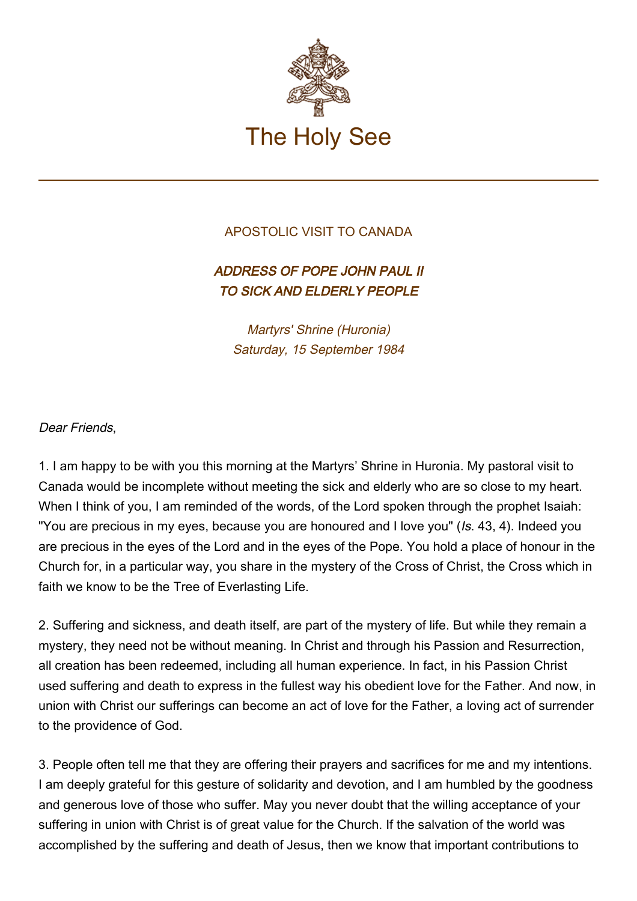# The Holy See

## APOSTOLIC VISIT TO CANADA

### *ADDRESS OF POPE JOHN PAUL II TO SICK AND ELDERLY PEOPLE*

*Martyrs' Shrine (Huronia)*
*Saturday, 15 September 1984*

*Dear Friends*,

1. I am happy to be with you this morning at the Martyrs' Shrine in Huronia. My pastoral visit to Canada would be incomplete without meeting the sick and elderly who are so close to my heart. When I think of you, I am reminded of the words, of the Lord spoken through the prophet Isaiah: "You are precious in my eyes, because you are honoured and I love you" (*Is.* 43, 4). Indeed you are precious in the eyes of the Lord and in the eyes of the Pope. You hold a place of honour in the Church for, in a particular way, you share in the mystery of the Cross of Christ, the Cross which in faith we know to be the Tree of Everlasting Life.

2. Suffering and sickness, and death itself, are part of the mystery of life. But while they remain a mystery, they need not be without meaning. In Christ and through his Passion and Resurrection, all creation has been redeemed, including all human experience. In fact, in his Passion Christ used suffering and death to express in the fullest way his obedient love for the Father. And now, in union with Christ our sufferings can become an act of love for the Father, a loving act of surrender to the providence of God.

3. People often tell me that they are offering their prayers and sacrifices for me and my intentions. I am deeply grateful for this gesture of solidarity and devotion, and I am humbled by the goodness and generous love of those who suffer. May you never doubt that the willing acceptance of your suffering in union with Christ is of great value for the Church. If the salvation of the world was accomplished by the suffering and death of Jesus, then we know that important contributions to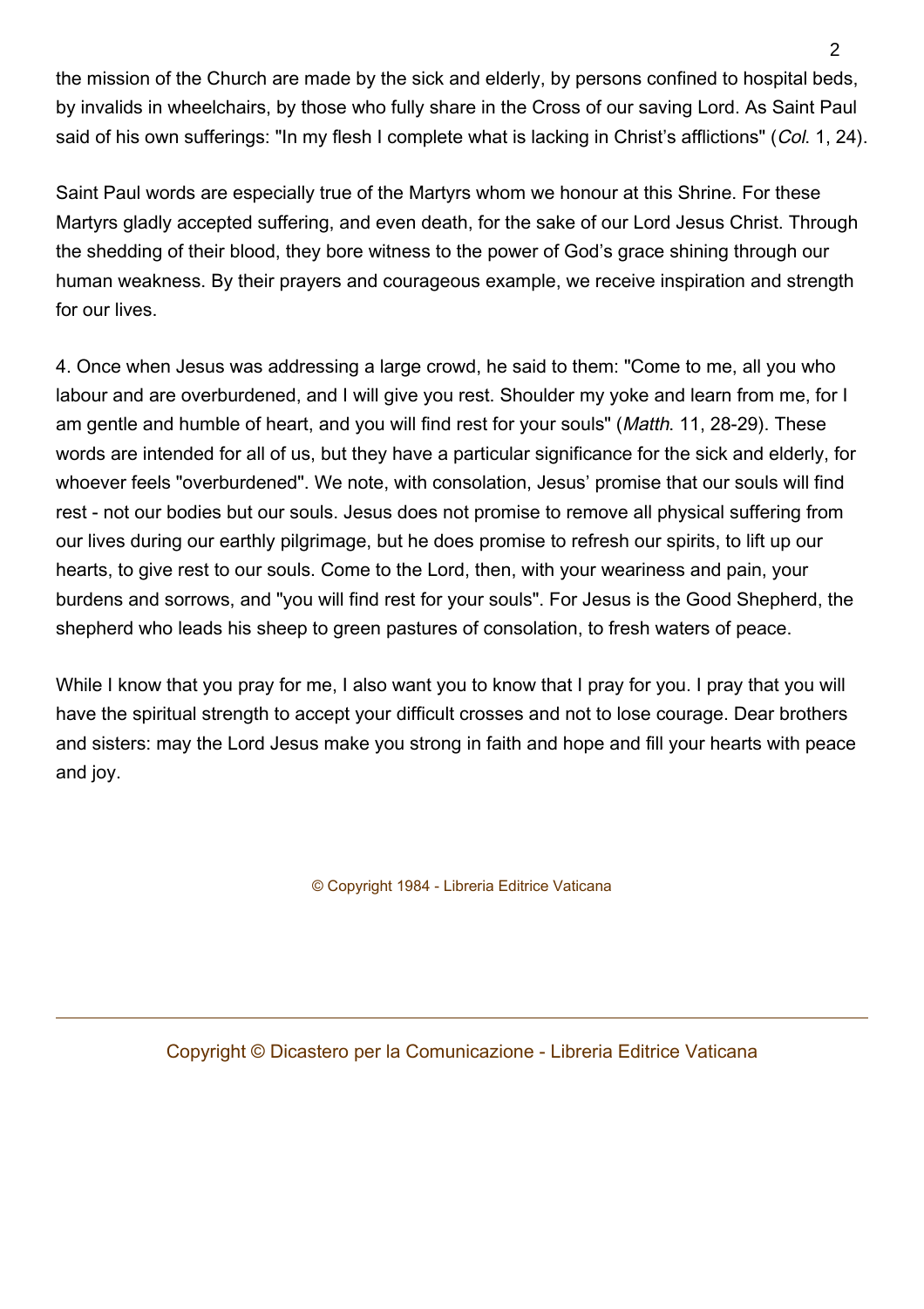the mission of the Church are made by the sick and elderly, by persons confined to hospital beds, by invalids in wheelchairs, by those who fully share in the Cross of our saving Lord. As Saint Paul said of his own sufferings: "In my flesh I complete what is lacking in Christ's afflictions" (*Col.* 1, 24).

Saint Paul words are especially true of the Martyrs whom we honour at this Shrine. For these Martyrs gladly accepted suffering, and even death, for the sake of our Lord Jesus Christ. Through the shedding of their blood, they bore witness to the power of God's grace shining through our human weakness. By their prayers and courageous example, we receive inspiration and strength for our lives.

4. Once when Jesus was addressing a large crowd, he said to them: "Come to me, all you who labour and are overburdened, and I will give you rest. Shoulder my yoke and learn from me, for I am gentle and humble of heart, and you will find rest for your souls" (*Matth.* 11, 28-29). These words are intended for all of us, but they have a particular significance for the sick and elderly, for whoever feels "overburdened". We note, with consolation, Jesus' promise that our souls will find rest - not our bodies but our souls. Jesus does not promise to remove all physical suffering from our lives during our earthly pilgrimage, but he does promise to refresh our spirits, to lift up our hearts, to give rest to our souls. Come to the Lord, then, with your weariness and pain, your burdens and sorrows, and "you will find rest for your souls". For Jesus is the Good Shepherd, the shepherd who leads his sheep to green pastures of consolation, to fresh waters of peace.

While I know that you pray for me, I also want you to know that I pray for you. I pray that you will have the spiritual strength to accept your difficult crosses and not to lose courage. Dear brothers and sisters: may the Lord Jesus make you strong in faith and hope and fill your hearts with peace and joy.

© Copyright 1984 - Libreria Editrice Vaticana

Copyright © Dicastero per la Comunicazione - Libreria Editrice Vaticana